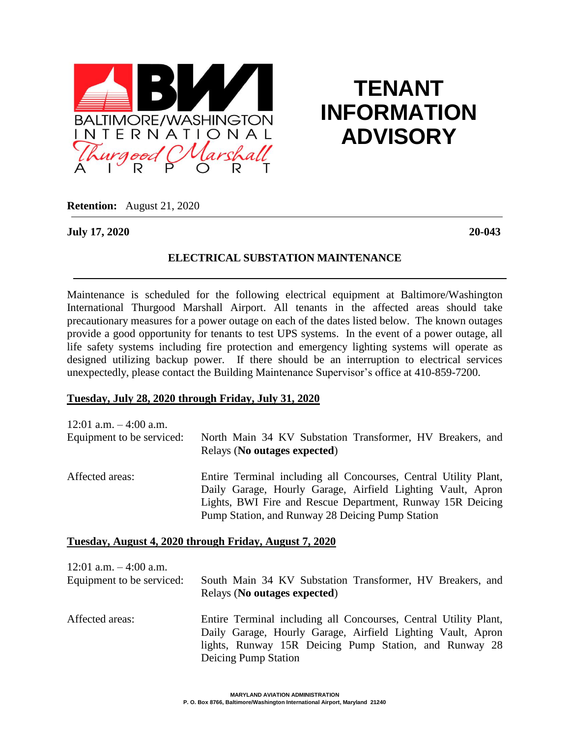BALTIMORE/WASHINGTON INTERNATIONAL *Thurgood Marshall* AIRPORT

# TENANT INFORMATION ADVISORY

**Retention:** August 21, 2020

**July 17, 2020** **20-043**

## ELECTRICAL SUBSTATION MAINTENANCE

Maintenance is scheduled for the following electrical equipment at Baltimore/Washington International Thurgood Marshall Airport. All tenants in the affected areas should take precautionary measures for a power outage on each of the dates listed below. The known outages provide a good opportunity for tenants to test UPS systems. In the event of a power outage, all life safety systems including fire protection and emergency lighting systems will operate as designed utilizing backup power. If there should be an interruption to electrical services unexpectedly, please contact the Building Maintenance Supervisor's office at 410-859-7200.

**Tuesday, July 28, 2020 through Friday, July 31, 2020**

12:01 a.m. – 4:00 a.m.

Equipment to be serviced: North Main 34 KV Substation Transformer, HV Breakers, and Relays (**No outages expected**)

Affected areas: Entire Terminal including all Concourses, Central Utility Plant, Daily Garage, Hourly Garage, Airfield Lighting Vault, Apron Lights, BWI Fire and Rescue Department, Runway 15R Deicing Pump Station, and Runway 28 Deicing Pump Station

**Tuesday, August 4, 2020 through Friday, August 7, 2020**

12:01 a.m. – 4:00 a.m.

Equipment to be serviced: South Main 34 KV Substation Transformer, HV Breakers, and Relays (**No outages expected**)

Affected areas: Entire Terminal including all Concourses, Central Utility Plant, Daily Garage, Hourly Garage, Airfield Lighting Vault, Apron lights, Runway 15R Deicing Pump Station, and Runway 28 Deicing Pump Station

MARYLAND AVIATION ADMINISTRATION
P. O. Box 8766, Baltimore/Washington International Airport, Maryland 21240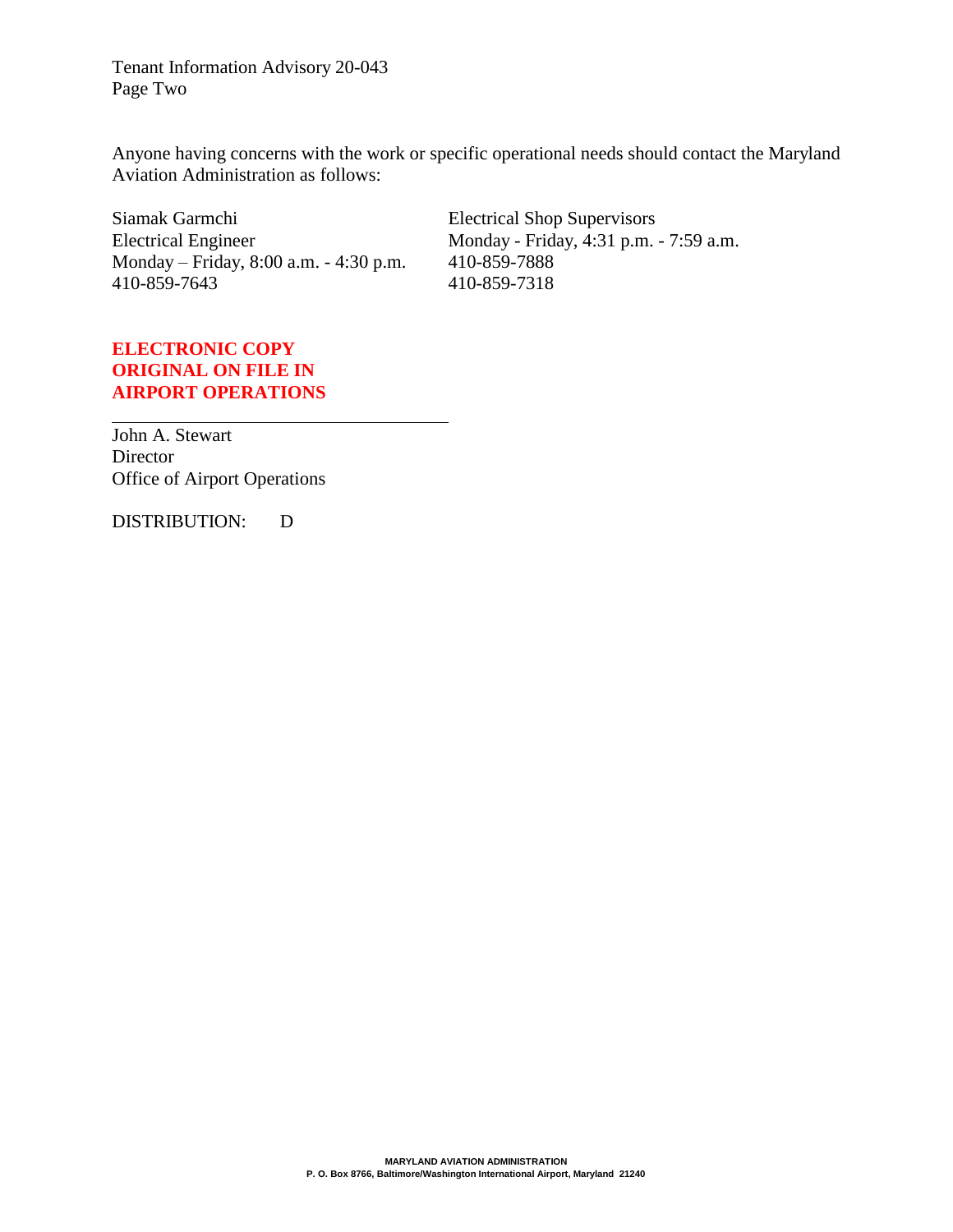Anyone having concerns with the work or specific operational needs should contact the Maryland Aviation Administration as follows:

| | |
|---|---|
| Siamak Garmchi | Electrical Shop Supervisors |
| Electrical Engineer | Monday - Friday, 4:31 p.m. - 7:59 a.m. |
| Monday – Friday, 8:00 a.m. - 4:30 p.m. | 410-859-7888 |
| 410-859-7643 | 410-859-7318 |

**ELECTRONIC COPY**
**ORIGINAL ON FILE IN**
**AIRPORT OPERATIONS**

John A. Stewart
Director
Office of Airport Operations

DISTRIBUTION: D

MARYLAND AVIATION ADMINISTRATION
P. O. Box 8766, Baltimore/Washington International Airport, Maryland 21240